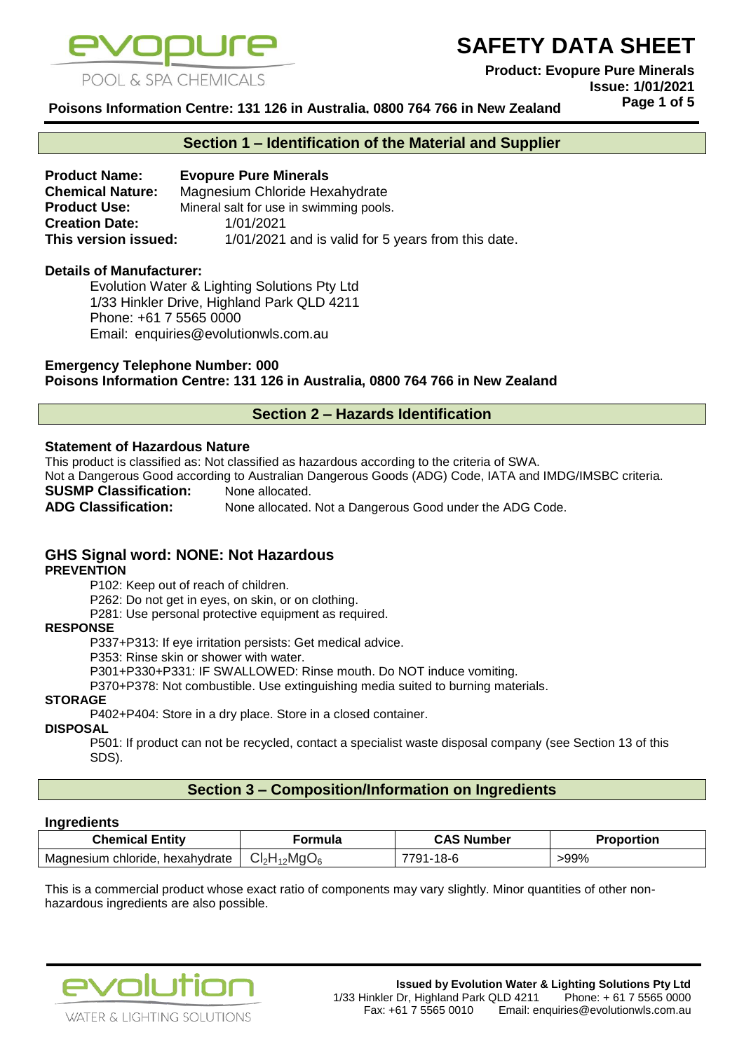# SAFETY DATA SHEET

**Product: Evopure Pure Minerals**
**Issue: 1/01/2021**

**Poisons Information Centre: 131 126 in Australia, 0800 764 766 in New Zealand**

## Section 1 – Identification of the Material and Supplier

**Product Name:** **Evopure Pure Minerals**
**Chemical Nature:** Magnesium Chloride Hexahydrate
**Product Use:** Mineral salt for use in swimming pools.
**Creation Date:** 1/01/2021
**This version issued:** 1/01/2021 and is valid for 5 years from this date.

**Details of Manufacturer:**

Evolution Water & Lighting Solutions Pty Ltd
1/33 Hinkler Drive, Highland Park QLD 4211
Phone: +61 7 5565 0000
Email: enquiries@evolutionwls.com.au

**Emergency Telephone Number: 000**
**Poisons Information Centre: 131 126 in Australia, 0800 764 766 in New Zealand**

## Section 2 – Hazards Identification

**Statement of Hazardous Nature**

This product is classified as: Not classified as hazardous according to the criteria of SWA.
Not a Dangerous Good according to Australian Dangerous Goods (ADG) Code, IATA and IMDG/IMSBC criteria.

**SUSMP Classification:** None allocated.
**ADG Classification:** None allocated. Not a Dangerous Good under the ADG Code.

### GHS Signal word: NONE: Not Hazardous

**PREVENTION**

P102: Keep out of reach of children.
P262: Do not get in eyes, on skin, or on clothing.
P281: Use personal protective equipment as required.

**RESPONSE**

P337+P313: If eye irritation persists: Get medical advice.
P353: Rinse skin or shower with water.
P301+P330+P331: IF SWALLOWED: Rinse mouth. Do NOT induce vomiting.
P370+P378: Not combustible. Use extinguishing media suited to burning materials.

**STORAGE**

P402+P404: Store in a dry place. Store in a closed container.

**DISPOSAL**

P501: If product can not be recycled, contact a specialist waste disposal company (see Section 13 of this SDS).

## Section 3 – Composition/Information on Ingredients

**Ingredients**

| Chemical Entity | Formula | CAS Number | Proportion |
|---|---|---|---|
| Magnesium chloride, hexahydrate | $Cl_2H_{12}MgO_6$ | 7791-18-6 | >99% |

This is a commercial product whose exact ratio of components may vary slightly. Minor quantities of other non-hazardous ingredients are also possible.

**Issued by Evolution Water & Lighting Solutions Pty Ltd**
1/33 Hinkler Dr, Highland Park QLD 4211 Phone: + 61 7 5565 0000
Fax: +61 7 5565 0010 Email: enquiries@evolutionwls.com.au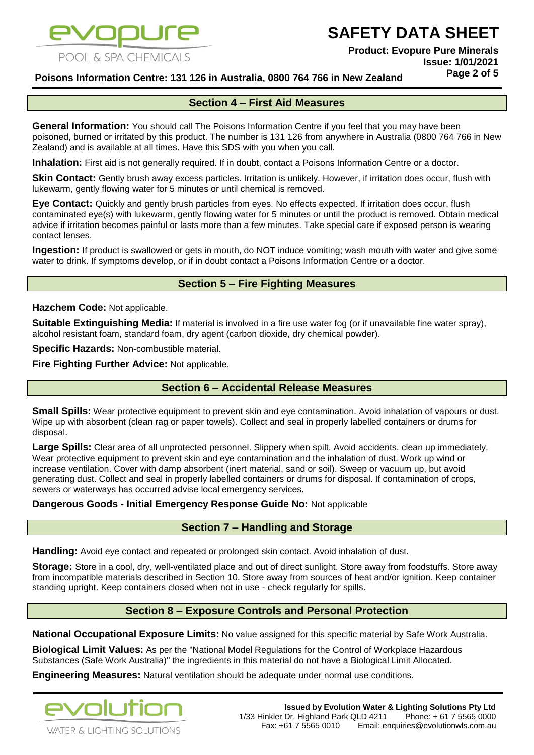## Section 4 – First Aid Measures

**General Information:** You should call The Poisons Information Centre if you feel that you may have been poisoned, burned or irritated by this product. The number is 131 126 from anywhere in Australia (0800 764 766 in New Zealand) and is available at all times. Have this SDS with you when you call.

**Inhalation:** First aid is not generally required. If in doubt, contact a Poisons Information Centre or a doctor.

**Skin Contact:** Gently brush away excess particles. Irritation is unlikely. However, if irritation does occur, flush with lukewarm, gently flowing water for 5 minutes or until chemical is removed.

**Eye Contact:** Quickly and gently brush particles from eyes. No effects expected. If irritation does occur, flush contaminated eye(s) with lukewarm, gently flowing water for 5 minutes or until the product is removed. Obtain medical advice if irritation becomes painful or lasts more than a few minutes. Take special care if exposed person is wearing contact lenses.

**Ingestion:** If product is swallowed or gets in mouth, do NOT induce vomiting; wash mouth with water and give some water to drink. If symptoms develop, or if in doubt contact a Poisons Information Centre or a doctor.

## Section 5 – Fire Fighting Measures

**Hazchem Code:** Not applicable.

**Suitable Extinguishing Media:** If material is involved in a fire use water fog (or if unavailable fine water spray), alcohol resistant foam, standard foam, dry agent (carbon dioxide, dry chemical powder).

**Specific Hazards:** Non-combustible material.

**Fire Fighting Further Advice:** Not applicable.

## Section 6 – Accidental Release Measures

**Small Spills:** Wear protective equipment to prevent skin and eye contamination. Avoid inhalation of vapours or dust. Wipe up with absorbent (clean rag or paper towels). Collect and seal in properly labelled containers or drums for disposal.

**Large Spills:** Clear area of all unprotected personnel. Slippery when spilt. Avoid accidents, clean up immediately. Wear protective equipment to prevent skin and eye contamination and the inhalation of dust. Work up wind or increase ventilation. Cover with damp absorbent (inert material, sand or soil). Sweep or vacuum up, but avoid generating dust. Collect and seal in properly labelled containers or drums for disposal. If contamination of crops, sewers or waterways has occurred advise local emergency services.

**Dangerous Goods - Initial Emergency Response Guide No:** Not applicable

## Section 7 – Handling and Storage

**Handling:** Avoid eye contact and repeated or prolonged skin contact. Avoid inhalation of dust.

**Storage:** Store in a cool, dry, well-ventilated place and out of direct sunlight. Store away from foodstuffs. Store away from incompatible materials described in Section 10. Store away from sources of heat and/or ignition. Keep container standing upright. Keep containers closed when not in use - check regularly for spills.

## Section 8 – Exposure Controls and Personal Protection

**National Occupational Exposure Limits:** No value assigned for this specific material by Safe Work Australia.

**Biological Limit Values:** As per the "National Model Regulations for the Control of Workplace Hazardous Substances (Safe Work Australia)" the ingredients in this material do not have a Biological Limit Allocated.

**Engineering Measures:** Natural ventilation should be adequate under normal use conditions.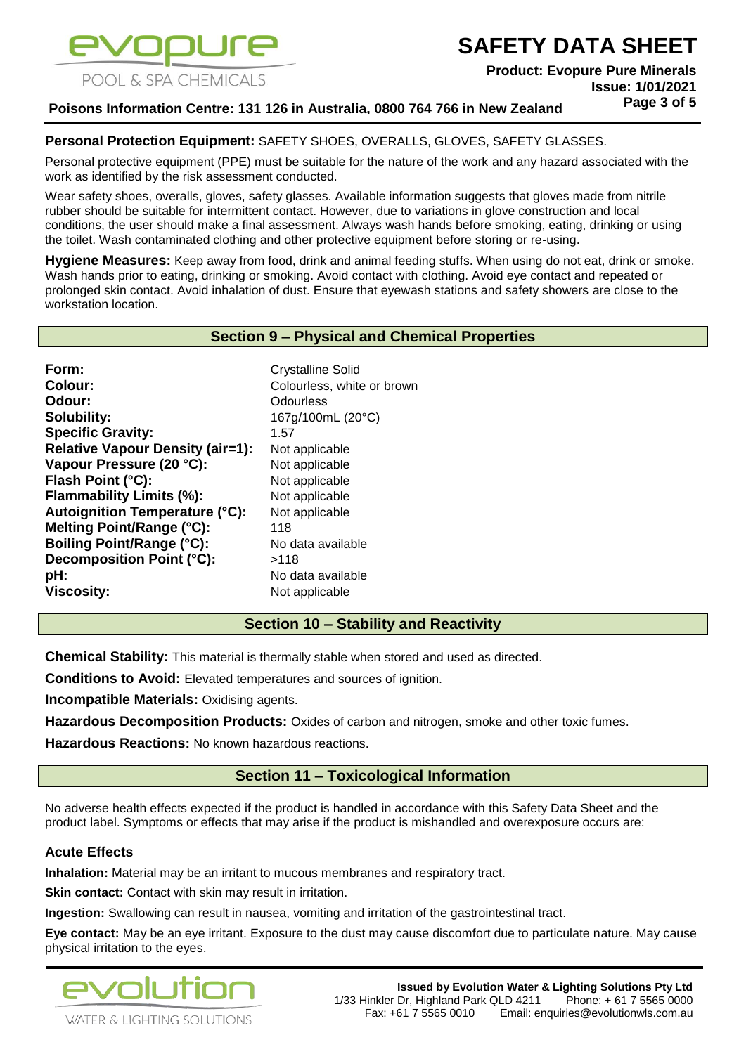**Personal Protection Equipment:** SAFETY SHOES, OVERALLS, GLOVES, SAFETY GLASSES.

Personal protective equipment (PPE) must be suitable for the nature of the work and any hazard associated with the work as identified by the risk assessment conducted.

Wear safety shoes, overalls, gloves, safety glasses. Available information suggests that gloves made from nitrile rubber should be suitable for intermittent contact. However, due to variations in glove construction and local conditions, the user should make a final assessment. Always wash hands before smoking, eating, drinking or using the toilet. Wash contaminated clothing and other protective equipment before storing or re-using.

**Hygiene Measures:** Keep away from food, drink and animal feeding stuffs. When using do not eat, drink or smoke. Wash hands prior to eating, drinking or smoking. Avoid contact with clothing. Avoid eye contact and repeated or prolonged skin contact. Avoid inhalation of dust. Ensure that eyewash stations and safety showers are close to the workstation location.

## Section 9 – Physical and Chemical Properties

| Property | Value |
|---|---|
| **Form:** | Crystalline Solid |
| **Colour:** | Colourless, white or brown |
| **Odour:** | Odourless |
| **Solubility:** | 167g/100mL (20°C) |
| **Specific Gravity:** | 1.57 |
| **Relative Vapour Density (air=1):** | Not applicable |
| **Vapour Pressure (20 °C):** | Not applicable |
| **Flash Point (°C):** | Not applicable |
| **Flammability Limits (%):** | Not applicable |
| **Autoignition Temperature (°C):** | Not applicable |
| **Melting Point/Range (°C):** | 118 |
| **Boiling Point/Range (°C):** | No data available |
| **Decomposition Point (°C):** | >118 |
| **pH:** | No data available |
| **Viscosity:** | Not applicable |

## Section 10 – Stability and Reactivity

**Chemical Stability:** This material is thermally stable when stored and used as directed.

**Conditions to Avoid:** Elevated temperatures and sources of ignition.

**Incompatible Materials:** Oxidising agents.

**Hazardous Decomposition Products:** Oxides of carbon and nitrogen, smoke and other toxic fumes.

**Hazardous Reactions:** No known hazardous reactions.

## Section 11 – Toxicological Information

No adverse health effects expected if the product is handled in accordance with this Safety Data Sheet and the product label. Symptoms or effects that may arise if the product is mishandled and overexposure occurs are:

### Acute Effects

**Inhalation:** Material may be an irritant to mucous membranes and respiratory tract.

**Skin contact:** Contact with skin may result in irritation.

**Ingestion:** Swallowing can result in nausea, vomiting and irritation of the gastrointestinal tract.

**Eye contact:** May be an eye irritant. Exposure to the dust may cause discomfort due to particulate nature. May cause physical irritation to the eyes.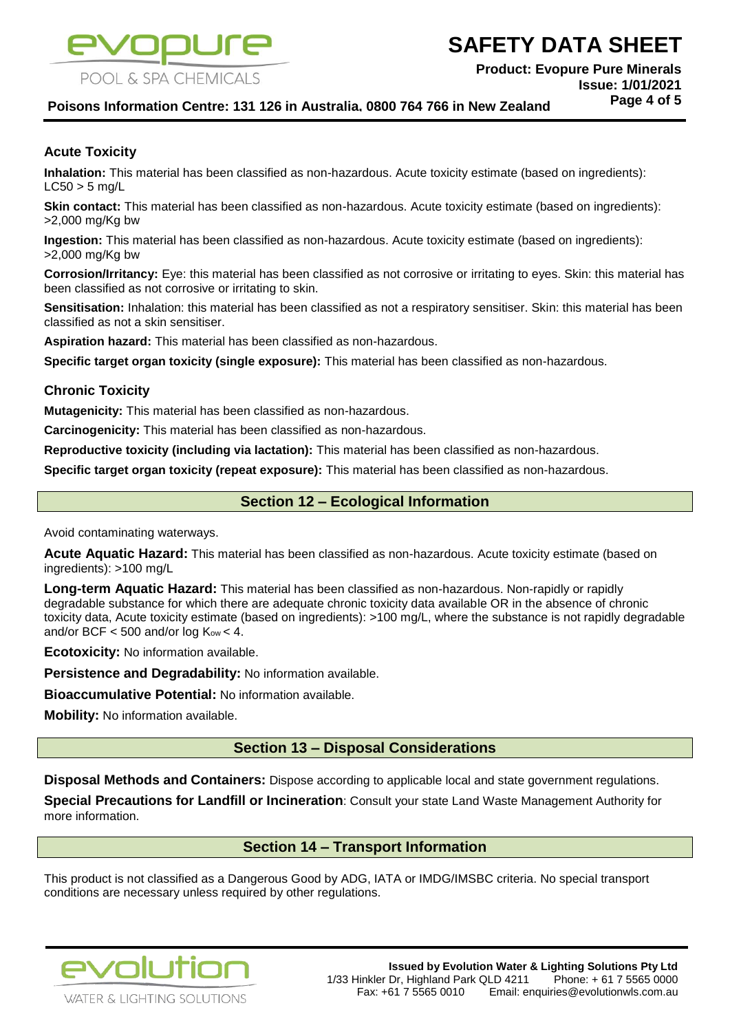### Acute Toxicity

**Inhalation:** This material has been classified as non-hazardous. Acute toxicity estimate (based on ingredients): LC50 > 5 mg/L

**Skin contact:** This material has been classified as non-hazardous. Acute toxicity estimate (based on ingredients): >2,000 mg/Kg bw

**Ingestion:** This material has been classified as non-hazardous. Acute toxicity estimate (based on ingredients): >2,000 mg/Kg bw

**Corrosion/Irritancy:** Eye: this material has been classified as not corrosive or irritating to eyes. Skin: this material has been classified as not corrosive or irritating to skin.

**Sensitisation:** Inhalation: this material has been classified as not a respiratory sensitiser. Skin: this material has been classified as not a skin sensitiser.

**Aspiration hazard:** This material has been classified as non-hazardous.

**Specific target organ toxicity (single exposure):** This material has been classified as non-hazardous.

### Chronic Toxicity

**Mutagenicity:** This material has been classified as non-hazardous.

**Carcinogenicity:** This material has been classified as non-hazardous.

**Reproductive toxicity (including via lactation):** This material has been classified as non-hazardous.

**Specific target organ toxicity (repeat exposure):** This material has been classified as non-hazardous.

## Section 12 – Ecological Information

Avoid contaminating waterways.

**Acute Aquatic Hazard:** This material has been classified as non-hazardous. Acute toxicity estimate (based on ingredients): >100 mg/L

**Long-term Aquatic Hazard:** This material has been classified as non-hazardous. Non-rapidly or rapidly degradable substance for which there are adequate chronic toxicity data available OR in the absence of chronic toxicity data, Acute toxicity estimate (based on ingredients): >100 mg/L, where the substance is not rapidly degradable and/or BCF < 500 and/or log $K_{ow}$ < 4.

**Ecotoxicity:** No information available.

**Persistence and Degradability:** No information available.

**Bioaccumulative Potential:** No information available.

**Mobility:** No information available.

## Section 13 – Disposal Considerations

**Disposal Methods and Containers:** Dispose according to applicable local and state government regulations.

**Special Precautions for Landfill or Incineration**: Consult your state Land Waste Management Authority for more information.

## Section 14 – Transport Information

This product is not classified as a Dangerous Good by ADG, IATA or IMDG/IMSBC criteria. No special transport conditions are necessary unless required by other regulations.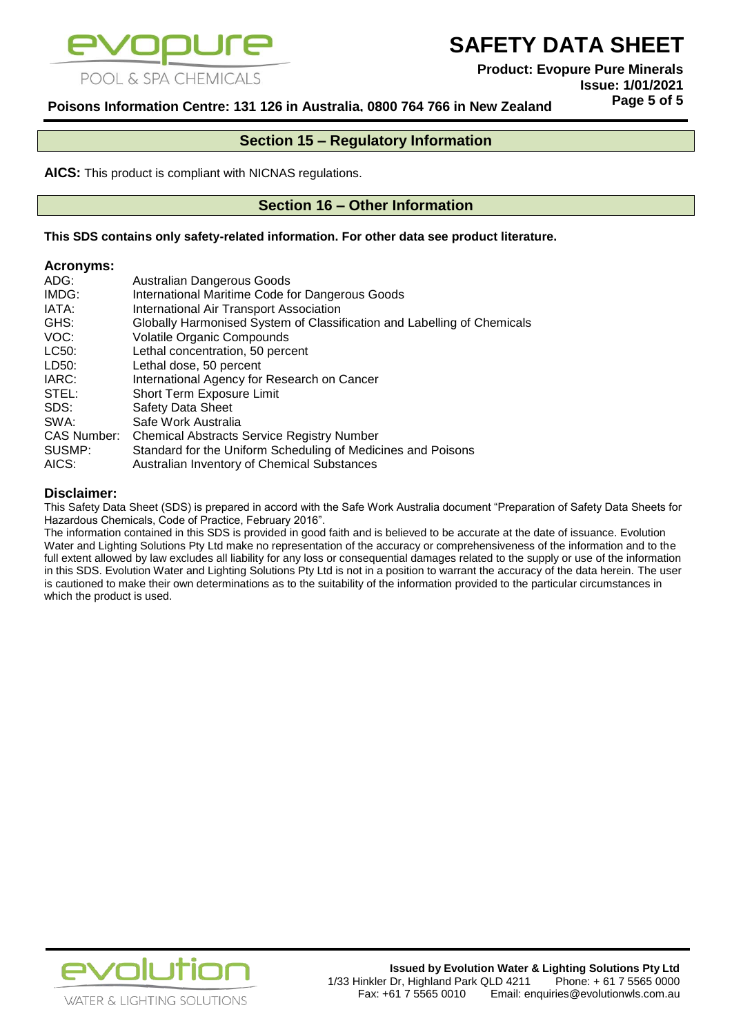## Section 15 – Regulatory Information

**AICS:** This product is compliant with NICNAS regulations.

## Section 16 – Other Information

**This SDS contains only safety-related information. For other data see product literature.**

### Acronyms:

| | |
|---|---|
| ADG: | Australian Dangerous Goods |
| IMDG: | International Maritime Code for Dangerous Goods |
| IATA: | International Air Transport Association |
| GHS: | Globally Harmonised System of Classification and Labelling of Chemicals |
| VOC: | Volatile Organic Compounds |
| LC50: | Lethal concentration, 50 percent |
| LD50: | Lethal dose, 50 percent |
| IARC: | International Agency for Research on Cancer |
| STEL: | Short Term Exposure Limit |
| SDS: | Safety Data Sheet |
| SWA: | Safe Work Australia |
| CAS Number: | Chemical Abstracts Service Registry Number |
| SUSMP: | Standard for the Uniform Scheduling of Medicines and Poisons |
| AICS: | Australian Inventory of Chemical Substances |

### Disclaimer:

This Safety Data Sheet (SDS) is prepared in accord with the Safe Work Australia document "Preparation of Safety Data Sheets for Hazardous Chemicals, Code of Practice, February 2016".

The information contained in this SDS is provided in good faith and is believed to be accurate at the date of issuance. Evolution Water and Lighting Solutions Pty Ltd make no representation of the accuracy or comprehensiveness of the information and to the full extent allowed by law excludes all liability for any loss or consequential damages related to the supply or use of the information in this SDS. Evolution Water and Lighting Solutions Pty Ltd is not in a position to warrant the accuracy of the data herein. The user is cautioned to make their own determinations as to the suitability of the information provided to the particular circumstances in which the product is used.